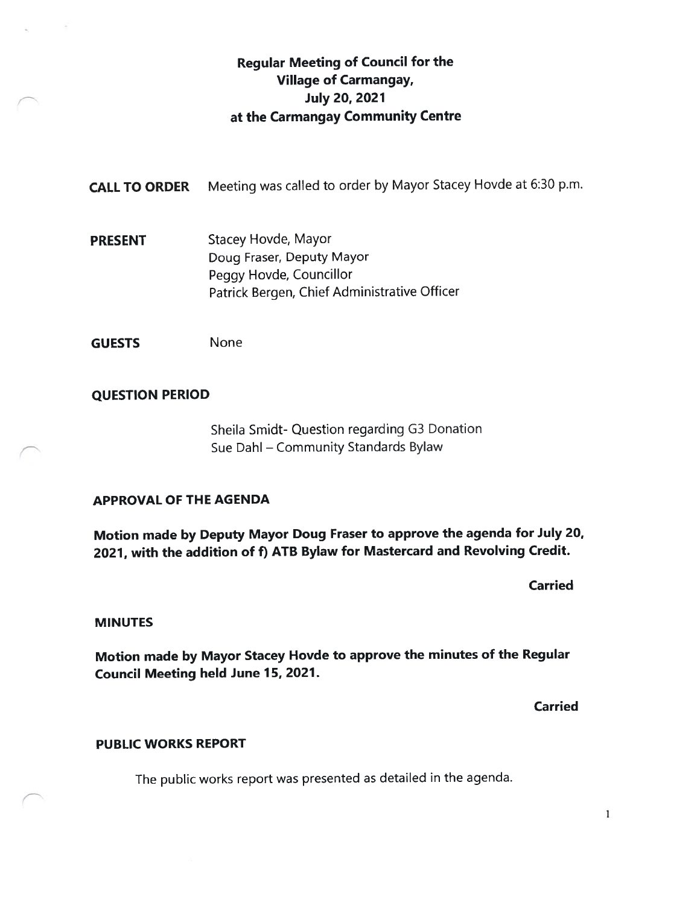# Regular Meeting of Council for the Village of Carmangay, July 20, 2021 at the Carmangay Community Centre

**CALL TO ORDER** Meeting was called to order by Mayor Stacey Hovde at 6:30 p.m.

**PRESENT** Stacey Hovde, Mayor
Doug Fraser, Deputy Mayor
Peggy Hovde, Councillor
Patrick Bergen, Chief Administrative Officer

**GUESTS** None

**QUESTION PERIOD**

Sheila Smidt- Question regarding G3 Donation
Sue Dahl – Community Standards Bylaw

**APPROVAL OF THE AGENDA**

**Motion made by Deputy Mayor Doug Fraser to approve the agenda for July 20, 2021, with the addition of f) ATB Bylaw for Mastercard and Revolving Credit.**

**Carried**

**MINUTES**

**Motion made by Mayor Stacey Hovde to approve the minutes of the Regular Council Meeting held June 15, 2021.**

**Carried**

**PUBLIC WORKS REPORT**

The public works report was presented as detailed in the agenda.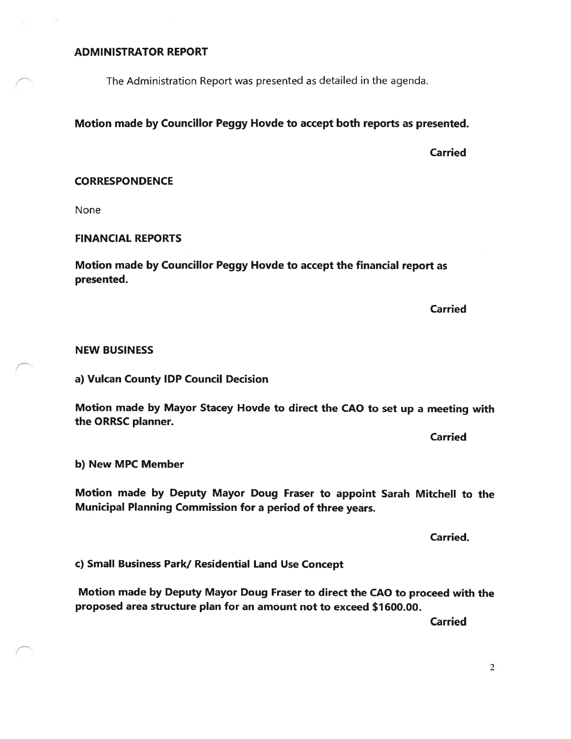## ADMINISTRATOR REPORT

The Administration Report was presented as detailed in the agenda.

**Motion made by Councillor Peggy Hovde to accept both reports as presented.**

**Carried**

## CORRESPONDENCE

None

## FINANCIAL REPORTS

**Motion made by Councillor Peggy Hovde to accept the financial report as presented.**

**Carried**

## NEW BUSINESS

### a) Vulcan County IDP Council Decision

**Motion made by Mayor Stacey Hovde to direct the CAO to set up a meeting with the ORRSC planner.**

**Carried**

### b) New MPC Member

**Motion made by Deputy Mayor Doug Fraser to appoint Sarah Mitchell to the Municipal Planning Commission for a period of three years.**

**Carried.**

### c) Small Business Park/ Residential Land Use Concept

**Motion made by Deputy Mayor Doug Fraser to direct the CAO to proceed with the proposed area structure plan for an amount not to exceed $1600.00.**

**Carried**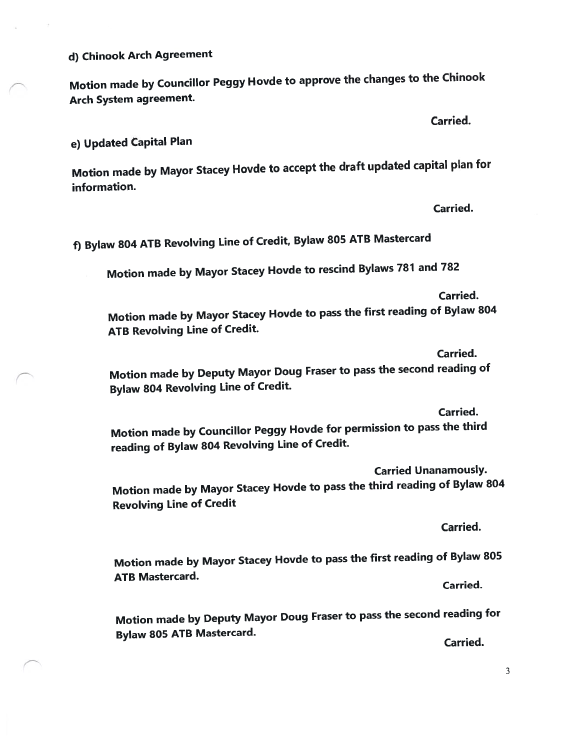**d) Chinook Arch Agreement**

**Motion made by Councillor Peggy Hovde to approve the changes to the Chinook Arch System agreement.**

**Carried.**

**e) Updated Capital Plan**

**Motion made by Mayor Stacey Hovde to accept the draft updated capital plan for information.**

**Carried.**

**f) Bylaw 804 ATB Revolving Line of Credit, Bylaw 805 ATB Mastercard**

**Motion made by Mayor Stacey Hovde to rescind Bylaws 781 and 782**

**Carried.**

**Motion made by Mayor Stacey Hovde to pass the first reading of Bylaw 804 ATB Revolving Line of Credit.**

**Carried.**

**Motion made by Deputy Mayor Doug Fraser to pass the second reading of Bylaw 804 Revolving Line of Credit.**

**Carried.**

**Motion made by Councillor Peggy Hovde for permission to pass the third reading of Bylaw 804 Revolving Line of Credit.**

**Carried Unanamously.**

**Motion made by Mayor Stacey Hovde to pass the third reading of Bylaw 804 Revolving Line of Credit**

**Carried.**

**Motion made by Mayor Stacey Hovde to pass the first reading of Bylaw 805 ATB Mastercard.**

**Carried.**

**Motion made by Deputy Mayor Doug Fraser to pass the second reading for Bylaw 805 ATB Mastercard.**

**Carried.**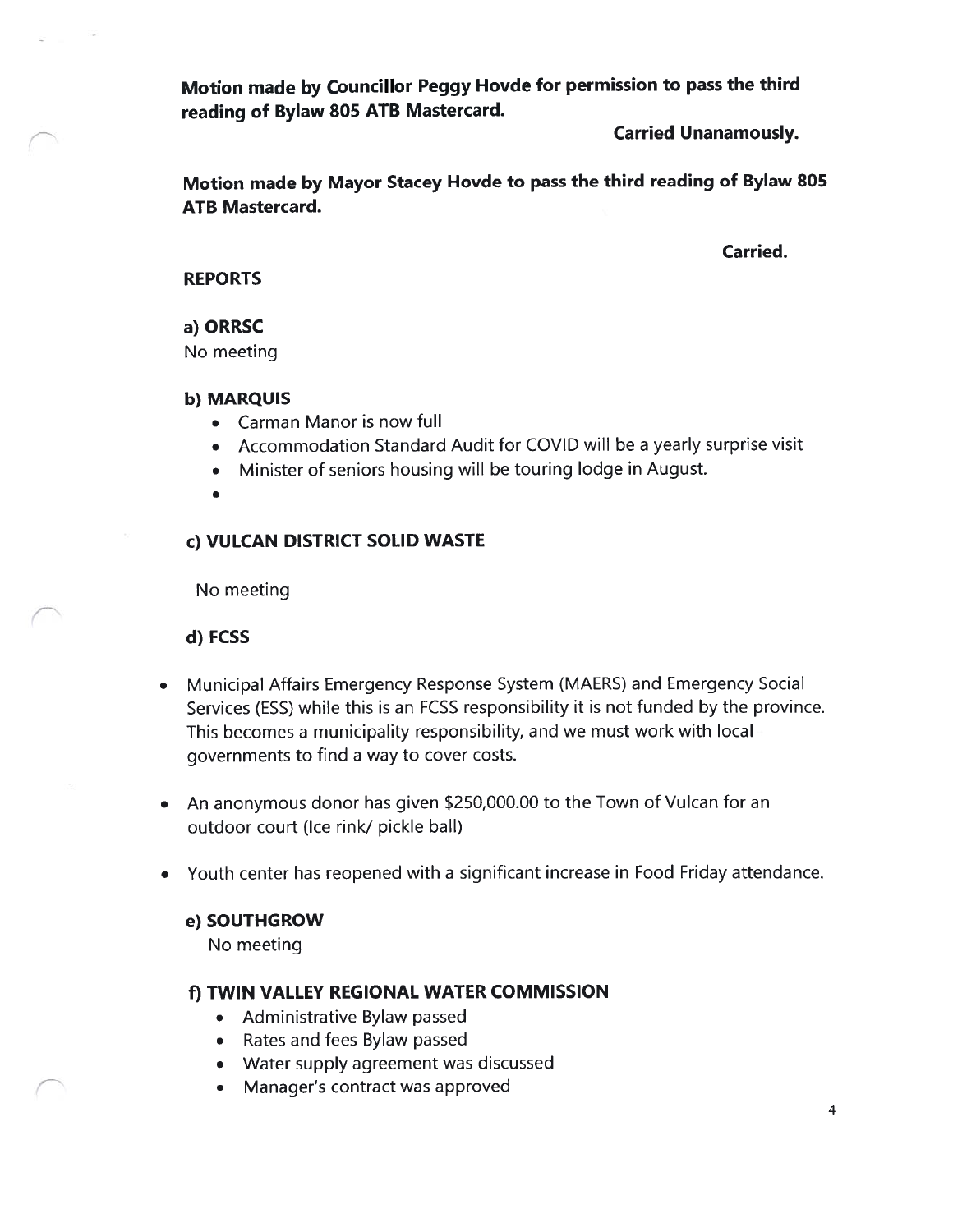**Motion made by Councillor Peggy Hovde for permission to pass the third reading of Bylaw 805 ATB Mastercard.**

**Carried Unanamously.**

**Motion made by Mayor Stacey Hovde to pass the third reading of Bylaw 805 ATB Mastercard.**

**Carried.**

**REPORTS**

**a) ORRSC**

No meeting

**b) MARQUIS**

- Carman Manor is now full
- Accommodation Standard Audit for COVID will be a yearly surprise visit
- Minister of seniors housing will be touring lodge in August.
- 

**c) VULCAN DISTRICT SOLID WASTE**

No meeting

**d) FCSS**

- Municipal Affairs Emergency Response System (MAERS) and Emergency Social Services (ESS) while this is an FCSS responsibility it is not funded by the province. This becomes a municipality responsibility, and we must work with local governments to find a way to cover costs.
- An anonymous donor has given $250,000.00 to the Town of Vulcan for an outdoor court (Ice rink/ pickle ball)
- Youth center has reopened with a significant increase in Food Friday attendance.

**e) SOUTHGROW**

No meeting

**f) TWIN VALLEY REGIONAL WATER COMMISSION**

- Administrative Bylaw passed
- Rates and fees Bylaw passed
- Water supply agreement was discussed
- Manager's contract was approved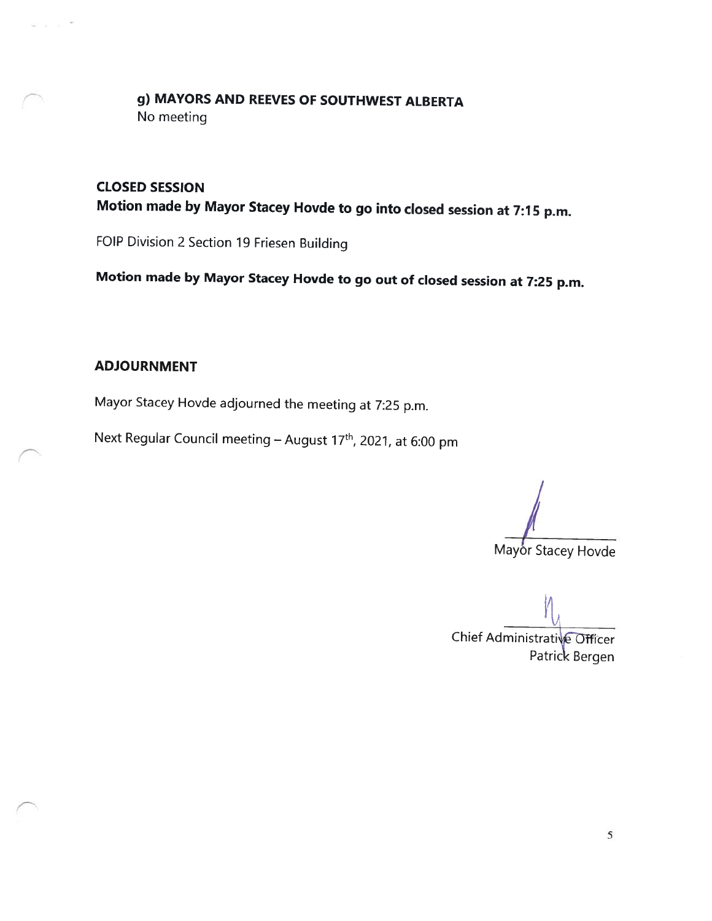### g) MAYORS AND REEVES OF SOUTHWEST ALBERTA

No meeting

## CLOSED SESSION

**Motion made by Mayor Stacey Hovde to go into closed session at 7:15 p.m.**

FOIP Division 2 Section 19 Friesen Building

**Motion made by Mayor Stacey Hovde to go out of closed session at 7:25 p.m.**

## ADJOURNMENT

Mayor Stacey Hovde adjourned the meeting at 7:25 p.m.

Next Regular Council meeting – August 17th, 2021, at 6:00 pm

Mayor Stacey Hovde

Chief Administrative Officer
Patrick Bergen